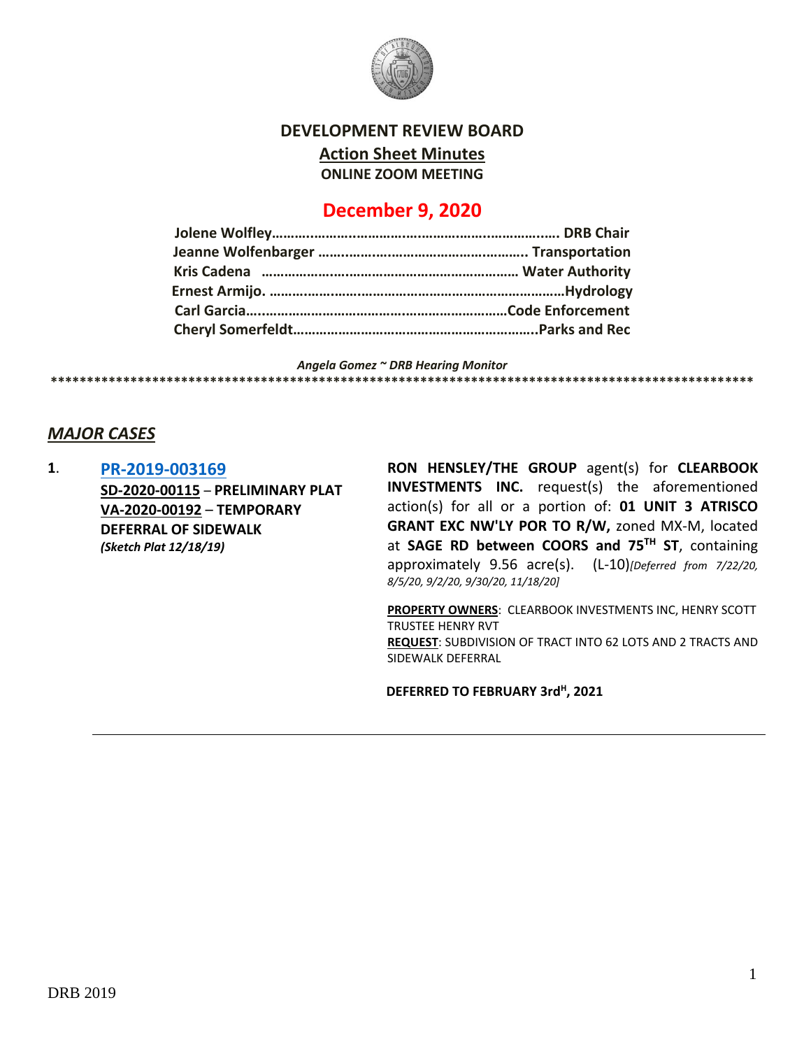# DEVELOPMENT REVIEW BOARD

## Action Sheet Minutes

**ONLINE ZOOM MEETING**

## December 9, 2020

**Jolene Wolfley………………………………………………………………. DRB Chair**
**Jeanne Wolfenbarger ……………………………………………. Transportation**
**Kris Cadena ………………………………………………………… Water Authority**
**Ernest Armijo. …………………………………………………………………Hydrology**
**Carl Garcia……………………………………………………………Code Enforcement**
**Cheryl Somerfeldt……………………………………………………..Parks and Rec**

*Angela Gomez ~ DRB Hearing Monitor*

****************************************************************************************************

## *MAJOR CASES*

**1**. **PR-2019-003169**
**SD-2020-00115** – **PRELIMINARY PLAT**
**VA-2020-00192** – **TEMPORARY DEFERRAL OF SIDEWALK**
***(Sketch Plat 12/18/19)***

**RON HENSLEY/THE GROUP** agent(s) for **CLEARBOOK INVESTMENTS INC.** request(s) the aforementioned action(s) for all or a portion of: **01 UNIT 3 ATRISCO GRANT EXC NW'LY POR TO R/W,** zoned MX-M, located at **SAGE RD between COORS and 75TH ST**, containing approximately 9.56 acre(s). (L-10)*[Deferred from 7/22/20, 8/5/20, 9/2/20, 9/30/20, 11/18/20]*

**PROPERTY OWNERS**: CLEARBOOK INVESTMENTS INC, HENRY SCOTT TRUSTEE HENRY RVT
**REQUEST**: SUBDIVISION OF TRACT INTO 62 LOTS AND 2 TRACTS AND SIDEWALK DEFERRAL

**DEFERRED TO FEBRUARY 3rdH, 2021**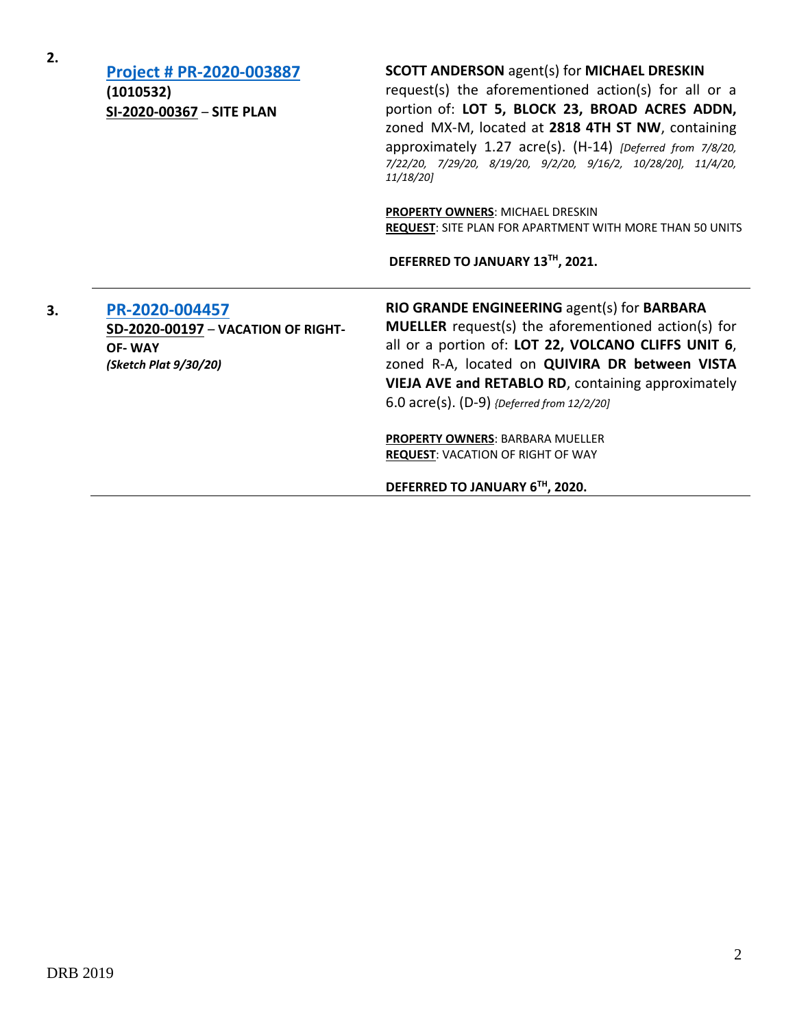**2.**

**Project # PR-2020-003887**
**(1010532)**
**SI-2020-00367 – SITE PLAN**

**SCOTT ANDERSON** agent(s) for **MICHAEL DRESKIN** request(s) the aforementioned action(s) for all or a portion of: **LOT 5, BLOCK 23, BROAD ACRES ADDN,** zoned MX-M, located at **2818 4TH ST NW**, containing approximately 1.27 acre(s). (H-14) *[Deferred from 7/8/20, 7/22/20, 7/29/20, 8/19/20, 9/2/20, 9/16/2, 10/28/20], 11/4/20, 11/18/20]*

**PROPERTY OWNERS**: MICHAEL DRESKIN
**REQUEST**: SITE PLAN FOR APARTMENT WITH MORE THAN 50 UNITS

**DEFERRED TO JANUARY 13TH, 2021.**

---

**3.**

**PR-2020-004457**
**SD-2020-00197 – VACATION OF RIGHT-OF- WAY**
***(Sketch Plat 9/30/20)***

**RIO GRANDE ENGINEERING** agent(s) for **BARBARA MUELLER** request(s) the aforementioned action(s) for all or a portion of: **LOT 22, VOLCANO CLIFFS UNIT 6**, zoned R-A, located on **QUIVIRA DR between VISTA VIEJA AVE and RETABLO RD**, containing approximately 6.0 acre(s). (D-9) *{Deferred from 12/2/20]*

**PROPERTY OWNERS**: BARBARA MUELLER
**REQUEST**: VACATION OF RIGHT OF WAY

**DEFERRED TO JANUARY 6TH, 2020.**

---

DRB 2019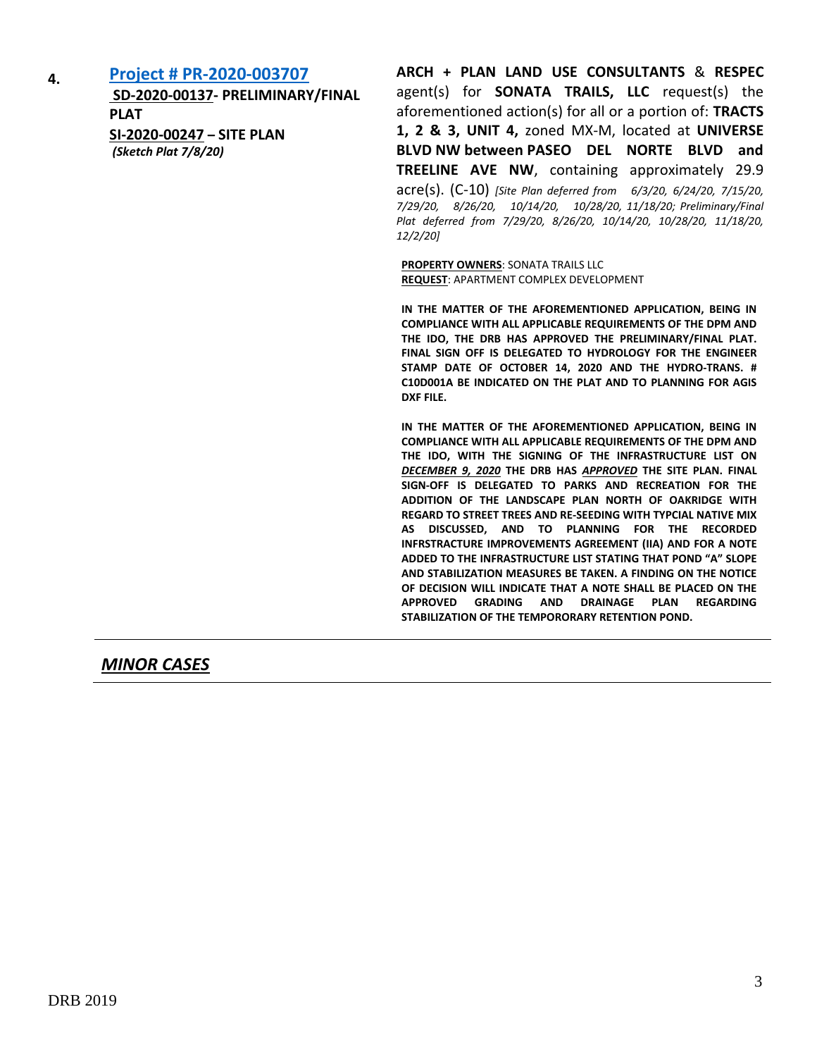4. **[Project # PR-2020-003707](#)**

**SD-2020-00137- PRELIMINARY/FINAL PLAT**

**SI-2020-00247 – SITE PLAN**

***(Sketch Plat 7/8/20)***

**ARCH + PLAN LAND USE CONSULTANTS** & **RESPEC** agent(s) for **SONATA TRAILS, LLC** request(s) the aforementioned action(s) for all or a portion of: **TRACTS 1, 2 & 3, UNIT 4,** zoned MX-M, located at **UNIVERSE BLVD NW between PASEO DEL NORTE BLVD and TREELINE AVE NW**, containing approximately 29.9 acre(s). (C-10) *[Site Plan deferred from 6/3/20, 6/24/20, 7/15/20, 7/29/20, 8/26/20, 10/14/20, 10/28/20, 11/18/20; Preliminary/Final Plat deferred from 7/29/20, 8/26/20, 10/14/20, 10/28/20, 11/18/20, 12/2/20]*

**PROPERTY OWNERS**: SONATA TRAILS LLC

**REQUEST**: APARTMENT COMPLEX DEVELOPMENT

**IN THE MATTER OF THE AFOREMENTIONED APPLICATION, BEING IN COMPLIANCE WITH ALL APPLICABLE REQUIREMENTS OF THE DPM AND THE IDO, THE DRB HAS APPROVED THE PRELIMINARY/FINAL PLAT. FINAL SIGN OFF IS DELEGATED TO HYDROLOGY FOR THE ENGINEER STAMP DATE OF OCTOBER 14, 2020 AND THE HYDRO-TRANS. # C10D001A BE INDICATED ON THE PLAT AND TO PLANNING FOR AGIS DXF FILE.**

**IN THE MATTER OF THE AFOREMENTIONED APPLICATION, BEING IN COMPLIANCE WITH ALL APPLICABLE REQUIREMENTS OF THE DPM AND THE IDO, WITH THE SIGNING OF THE INFRASTRUCTURE LIST ON *DECEMBER 9, 2020* THE DRB HAS *APPROVED* THE SITE PLAN. FINAL SIGN-OFF IS DELEGATED TO PARKS AND RECREATION FOR THE ADDITION OF THE LANDSCAPE PLAN NORTH OF OAKRIDGE WITH REGARD TO STREET TREES AND RE-SEEDING WITH TYPCIAL NATIVE MIX AS DISCUSSED, AND TO PLANNING FOR THE RECORDED INFRSTRACTURE IMPROVEMENTS AGREEMENT (IIA) AND FOR A NOTE ADDED TO THE INFRASTRUCTURE LIST STATING THAT POND "A" SLOPE AND STABILIZATION MEASURES BE TAKEN. A FINDING ON THE NOTICE OF DECISION WILL INDICATE THAT A NOTE SHALL BE PLACED ON THE APPROVED GRADING AND DRAINAGE PLAN REGARDING STABILIZATION OF THE TEMPORORARY RETENTION POND.**

---

## ***MINOR CASES***

---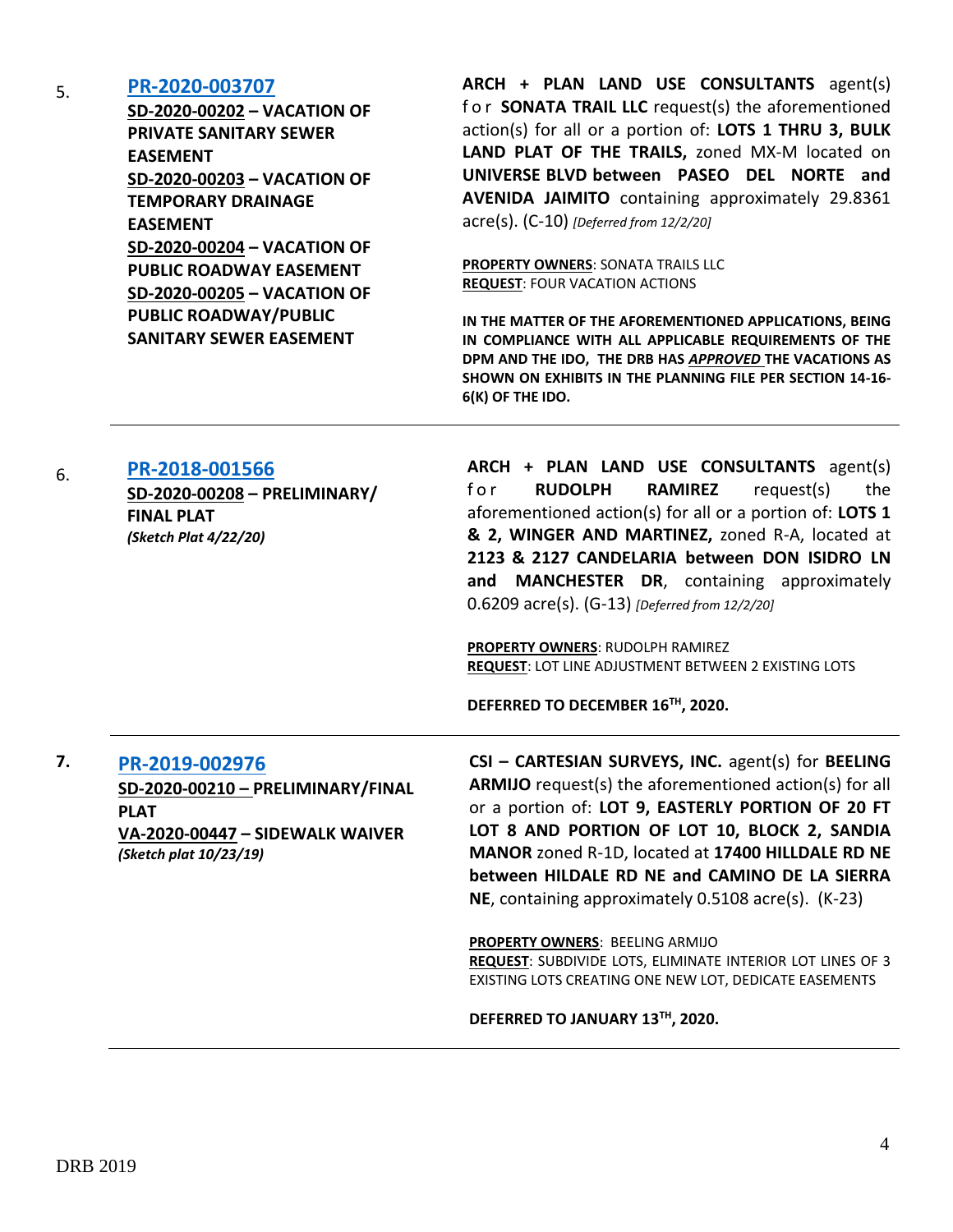5. **[PR-2020-003707](#)**

**SD-2020-00202 – VACATION OF PRIVATE SANITARY SEWER EASEMENT**
**SD-2020-00203 – VACATION OF TEMPORARY DRAINAGE EASEMENT**
**SD-2020-00204 – VACATION OF PUBLIC ROADWAY EASEMENT**
**SD-2020-00205 – VACATION OF PUBLIC ROADWAY/PUBLIC SANITARY SEWER EASEMENT**

**ARCH + PLAN LAND USE CONSULTANTS** agent(s) for **SONATA TRAIL LLC** request(s) the aforementioned action(s) for all or a portion of: **LOTS 1 THRU 3, BULK LAND PLAT OF THE TRAILS,** zoned MX-M located on **UNIVERSE BLVD between PASEO DEL NORTE and AVENIDA JAIMITO** containing approximately 29.8361 acre(s). (C-10) *[Deferred from 12/2/20]*

**PROPERTY OWNERS**: SONATA TRAILS LLC
**REQUEST**: FOUR VACATION ACTIONS

**IN THE MATTER OF THE AFOREMENTIONED APPLICATIONS, BEING IN COMPLIANCE WITH ALL APPLICABLE REQUIREMENTS OF THE DPM AND THE IDO, THE DRB HAS *APPROVED* THE VACATIONS AS SHOWN ON EXHIBITS IN THE PLANNING FILE PER SECTION 14-16-6(K) OF THE IDO.**

---

6. **[PR-2018-001566](#)**

**SD-2020-00208 – PRELIMINARY/ FINAL PLAT**
***(Sketch Plat 4/22/20)***

**ARCH + PLAN LAND USE CONSULTANTS** agent(s) for **RUDOLPH RAMIREZ** request(s) the aforementioned action(s) for all or a portion of: **LOTS 1 & 2, WINGER AND MARTINEZ,** zoned R-A, located at **2123 & 2127 CANDELARIA between DON ISIDRO LN and MANCHESTER DR**, containing approximately 0.6209 acre(s). (G-13) *[Deferred from 12/2/20]*

**PROPERTY OWNERS**: RUDOLPH RAMIREZ
**REQUEST**: LOT LINE ADJUSTMENT BETWEEN 2 EXISTING LOTS

**DEFERRED TO DECEMBER 16TH, 2020.**

---

**7.** **[PR-2019-002976](#)**

**SD-2020-00210 – PRELIMINARY/FINAL PLAT**
**VA-2020-00447 – SIDEWALK WAIVER**
***(Sketch plat 10/23/19)***

**CSI – CARTESIAN SURVEYS, INC.** agent(s) for **BEELING ARMIJO** request(s) the aforementioned action(s) for all or a portion of: **LOT 9, EASTERLY PORTION OF 20 FT LOT 8 AND PORTION OF LOT 10, BLOCK 2, SANDIA MANOR** zoned R-1D, located at **17400 HILLDALE RD NE between HILDALE RD NE and CAMINO DE LA SIERRA NE**, containing approximately 0.5108 acre(s). (K-23)

**PROPERTY OWNERS**: BEELING ARMIJO
**REQUEST**: SUBDIVIDE LOTS, ELIMINATE INTERIOR LOT LINES OF 3 EXISTING LOTS CREATING ONE NEW LOT, DEDICATE EASEMENTS

**DEFERRED TO JANUARY 13TH, 2020.**

---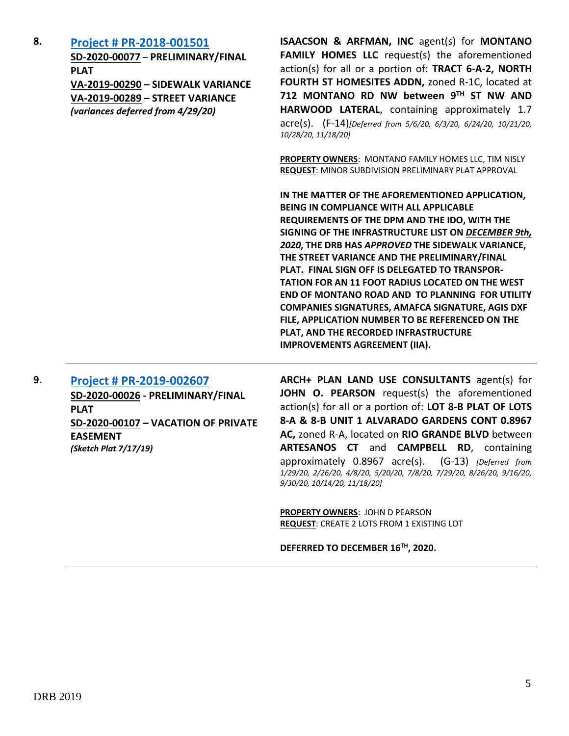**8.** **[Project # PR-2018-001501](#)**
**SD-2020-00077 – PRELIMINARY/FINAL PLAT**
**VA-2019-00290 – SIDEWALK VARIANCE**
**VA-2019-00289 – STREET VARIANCE**
***(variances deferred from 4/29/20)***

**ISAACSON & ARFMAN, INC** agent(s) for **MONTANO FAMILY HOMES LLC** request(s) the aforementioned action(s) for all or a portion of: **TRACT 6-A-2, NORTH FOURTH ST HOMESITES ADDN,** zoned R-1C, located at **712 MONTANO RD NW between 9TH ST NW AND HARWOOD LATERAL**, containing approximately 1.7 acre(s). (F-14)*[Deferred from 5/6/20, 6/3/20, 6/24/20, 10/21/20, 10/28/20, 11/18/20]*

**PROPERTY OWNERS**: MONTANO FAMILY HOMES LLC, TIM NISLY
**REQUEST**: MINOR SUBDIVISION PRELIMINARY PLAT APPROVAL

**IN THE MATTER OF THE AFOREMENTIONED APPLICATION, BEING IN COMPLIANCE WITH ALL APPLICABLE REQUIREMENTS OF THE DPM AND THE IDO, WITH THE SIGNING OF THE INFRASTRUCTURE LIST ON *DECEMBER 9th, 2020*, THE DRB HAS *APPROVED* THE SIDEWALK VARIANCE, THE STREET VARIANCE AND THE PRELIMINARY/FINAL PLAT. FINAL SIGN OFF IS DELEGATED TO TRANSPORTATION FOR AN 11 FOOT RADIUS LOCATED ON THE WEST END OF MONTANO ROAD AND TO PLANNING FOR UTILITY COMPANIES SIGNATURES, AMAFCA SIGNATURE, AGIS DXF FILE, APPLICATION NUMBER TO BE REFERENCED ON THE PLAT, AND THE RECORDED INFRASTRUCTURE IMPROVEMENTS AGREEMENT (IIA).**

---

**9.** **[Project # PR-2019-002607](#)**
**SD-2020-00026 - PRELIMINARY/FINAL PLAT**
**SD-2020-00107 – VACATION OF PRIVATE EASEMENT**
***(Sketch Plat 7/17/19)***

**ARCH+ PLAN LAND USE CONSULTANTS** agent(s) for **JOHN O. PEARSON** request(s) the aforementioned action(s) for all or a portion of: **LOT 8-B PLAT OF LOTS 8-A & 8-B UNIT 1 ALVARADO GARDENS CONT 0.8967 AC,** zoned R-A, located on **RIO GRANDE BLVD** between **ARTESANOS CT** and **CAMPBELL RD**, containing approximately 0.8967 acre(s). (G-13) *[Deferred from 1/29/20, 2/26/20, 4/8/20, 5/20/20, 7/8/20, 7/29/20, 8/26/20, 9/16/20, 9/30/20, 10/14/20, 11/18/20]*

**PROPERTY OWNERS**: JOHN D PEARSON
**REQUEST**: CREATE 2 LOTS FROM 1 EXISTING LOT

**DEFERRED TO DECEMBER 16TH, 2020.**

---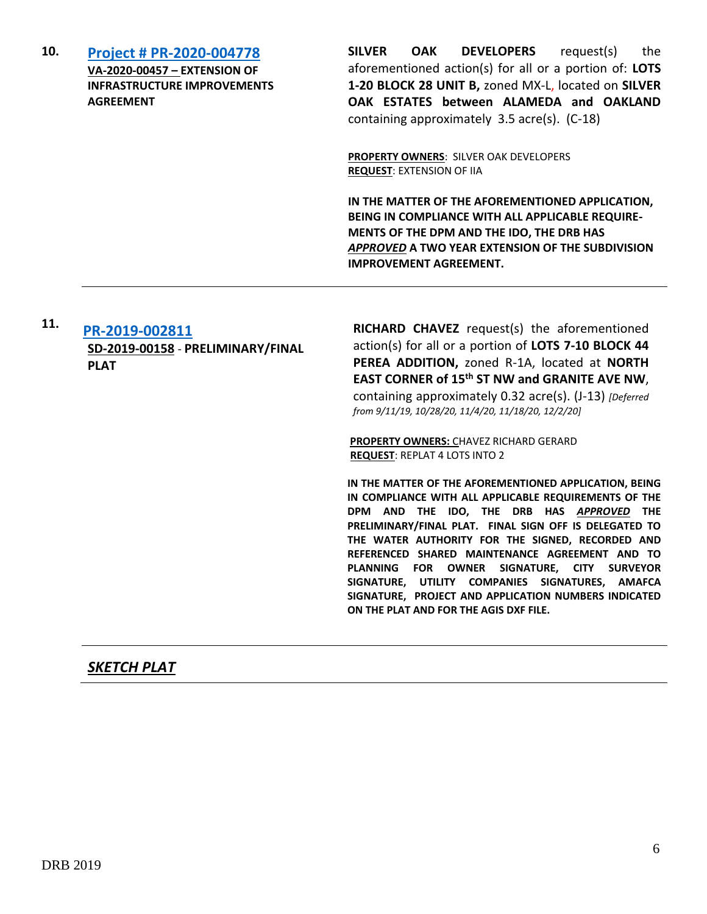**10.** **[Project # PR-2020-004778](#)**
**VA-2020-00457 – EXTENSION OF INFRASTRUCTURE IMPROVEMENTS AGREEMENT**

**SILVER OAK DEVELOPERS** request(s) the aforementioned action(s) for all or a portion of: **LOTS 1-20 BLOCK 28 UNIT B,** zoned MX-L, located on **SILVER OAK ESTATES between ALAMEDA and OAKLAND** containing approximately 3.5 acre(s). (C-18)

**PROPERTY OWNERS**: SILVER OAK DEVELOPERS
**REQUEST**: EXTENSION OF IIA

**IN THE MATTER OF THE AFOREMENTIONED APPLICATION, BEING IN COMPLIANCE WITH ALL APPLICABLE REQUIREMENTS OF THE DPM AND THE IDO, THE DRB HAS *APPROVED* A TWO YEAR EXTENSION OF THE SUBDIVISION IMPROVEMENT AGREEMENT.**

---

**11.** **[PR-2019-002811](#)**
**SD-2019-00158** - **PRELIMINARY/FINAL PLAT**

**RICHARD CHAVEZ** request(s) the aforementioned action(s) for all or a portion of **LOTS 7-10 BLOCK 44 PEREA ADDITION,** zoned R-1A, located at **NORTH EAST CORNER of 15th ST NW and GRANITE AVE NW**, containing approximately 0.32 acre(s). (J-13) *[Deferred from 9/11/19, 10/28/20, 11/4/20, 11/18/20, 12/2/20]*

**PROPERTY OWNERS:** CHAVEZ RICHARD GERARD
**REQUEST**: REPLAT 4 LOTS INTO 2

**IN THE MATTER OF THE AFOREMENTIONED APPLICATION, BEING IN COMPLIANCE WITH ALL APPLICABLE REQUIREMENTS OF THE DPM AND THE IDO, THE DRB HAS *APPROVED* THE PRELIMINARY/FINAL PLAT. FINAL SIGN OFF IS DELEGATED TO THE WATER AUTHORITY FOR THE SIGNED, RECORDED AND REFERENCED SHARED MAINTENANCE AGREEMENT AND TO PLANNING FOR OWNER SIGNATURE, CITY SURVEYOR SIGNATURE, UTILITY COMPANIES SIGNATURES, AMAFCA SIGNATURE, PROJECT AND APPLICATION NUMBERS INDICATED ON THE PLAT AND FOR THE AGIS DXF FILE.**

---

## ***SKETCH PLAT***

---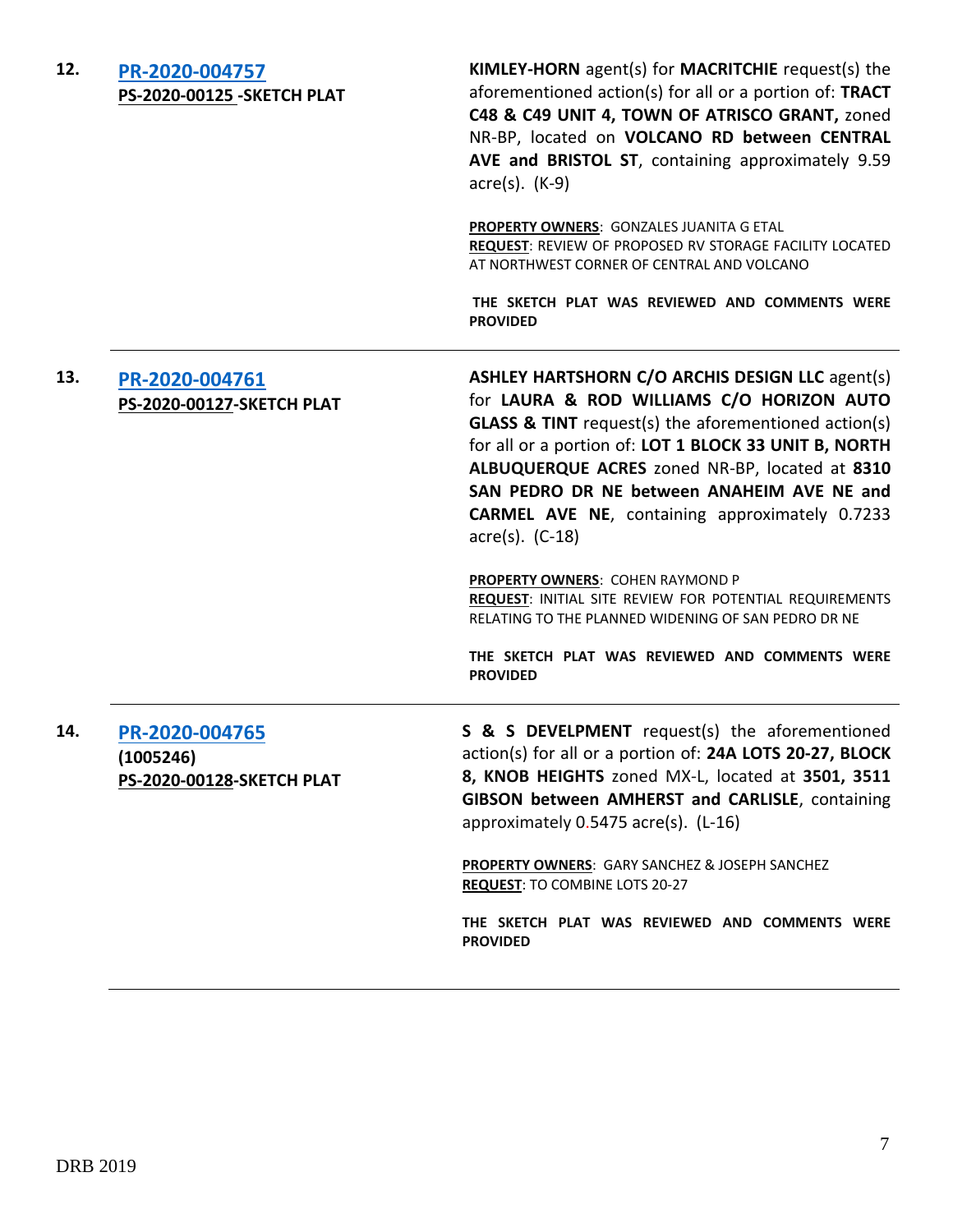| | | |
|---|---|---|
| **12.** | **PR-2020-004757**<br>**PS-2020-00125 -SKETCH PLAT** | **KIMLEY-HORN** agent(s) for **MACRITCHIE** request(s) the aforementioned action(s) for all or a portion of: **TRACT C48 & C49 UNIT 4, TOWN OF ATRISCO GRANT,** zoned NR-BP, located on **VOLCANO RD between CENTRAL AVE and BRISTOL ST**, containing approximately 9.59 acre(s). (K-9)<br><br>**PROPERTY OWNERS**: GONZALES JUANITA G ETAL<br>**REQUEST**: REVIEW OF PROPOSED RV STORAGE FACILITY LOCATED AT NORTHWEST CORNER OF CENTRAL AND VOLCANO<br><br>**THE SKETCH PLAT WAS REVIEWED AND COMMENTS WERE PROVIDED** |
| **13.** | **PR-2020-004761**<br>**PS-2020-00127-SKETCH PLAT** | **ASHLEY HARTSHORN C/O ARCHIS DESIGN LLC** agent(s) for **LAURA & ROD WILLIAMS C/O HORIZON AUTO GLASS & TINT** request(s) the aforementioned action(s) for all or a portion of: **LOT 1 BLOCK 33 UNIT B, NORTH ALBUQUERQUE ACRES** zoned NR-BP, located at **8310 SAN PEDRO DR NE between ANAHEIM AVE NE and CARMEL AVE NE**, containing approximately 0.7233 acre(s). (C-18)<br><br>**PROPERTY OWNERS**: COHEN RAYMOND P<br>**REQUEST**: INITIAL SITE REVIEW FOR POTENTIAL REQUIREMENTS RELATING TO THE PLANNED WIDENING OF SAN PEDRO DR NE<br><br>**THE SKETCH PLAT WAS REVIEWED AND COMMENTS WERE PROVIDED** |
| **14.** | **PR-2020-004765**<br>**(1005246)**<br>**PS-2020-00128-SKETCH PLAT** | **S & S DEVELPMENT** request(s) the aforementioned action(s) for all or a portion of: **24A LOTS 20-27, BLOCK 8, KNOB HEIGHTS** zoned MX-L, located at **3501, 3511 GIBSON between AMHERST and CARLISLE**, containing approximately 0.5475 acre(s). (L-16)<br><br>**PROPERTY OWNERS**: GARY SANCHEZ & JOSEPH SANCHEZ<br>**REQUEST**: TO COMBINE LOTS 20-27<br><br>**THE SKETCH PLAT WAS REVIEWED AND COMMENTS WERE PROVIDED** |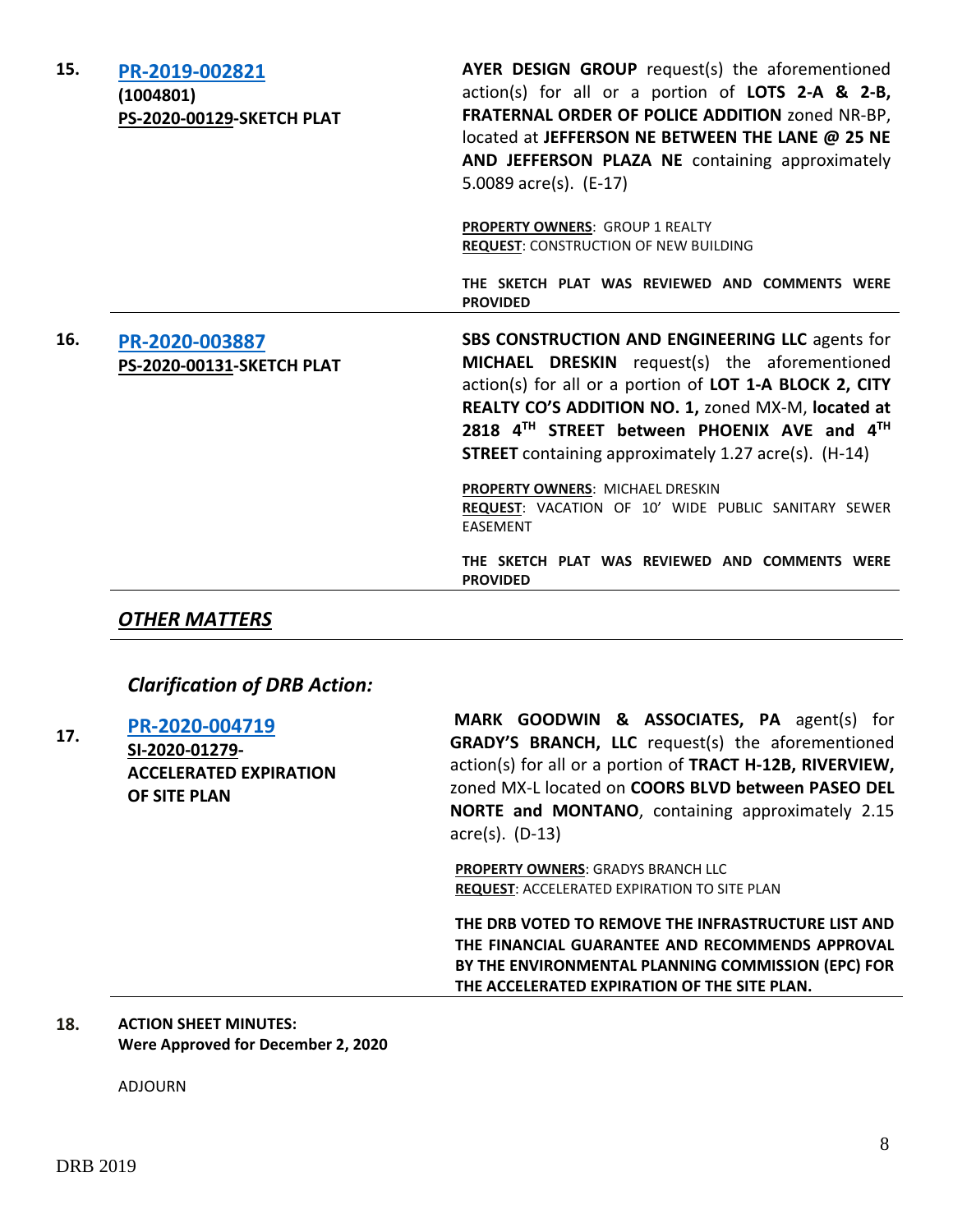| | | |
|---|---|---|
| **15.** | **PR-2019-002821**<br>**(1004801)**<br>**PS-2020-00129-SKETCH PLAT** | **AYER DESIGN GROUP** request(s) the aforementioned action(s) for all or a portion of **LOTS 2-A & 2-B, FRATERNAL ORDER OF POLICE ADDITION** zoned NR-BP, located at **JEFFERSON NE BETWEEN THE LANE @ 25 NE AND JEFFERSON PLAZA NE** containing approximately 5.0089 acre(s). (E-17)<br><br>**PROPERTY OWNERS**: GROUP 1 REALTY<br>**REQUEST**: CONSTRUCTION OF NEW BUILDING<br><br>**THE SKETCH PLAT WAS REVIEWED AND COMMENTS WERE PROVIDED** |
| **16.** | **PR-2020-003887**<br>**PS-2020-00131-SKETCH PLAT** | **SBS CONSTRUCTION AND ENGINEERING LLC** agents for **MICHAEL DRESKIN** request(s) the aforementioned action(s) for all or a portion of **LOT 1-A BLOCK 2, CITY REALTY CO'S ADDITION NO. 1,** zoned MX-M, **located at 2818 4TH STREET between PHOENIX AVE and 4TH STREET** containing approximately 1.27 acre(s). (H-14)<br><br>**PROPERTY OWNERS**: MICHAEL DRESKIN<br>**REQUEST**: VACATION OF 10' WIDE PUBLIC SANITARY SEWER EASEMENT<br><br>**THE SKETCH PLAT WAS REVIEWED AND COMMENTS WERE PROVIDED** |

## *OTHER MATTERS*

### *Clarification of DRB Action:*

| | | |
|---|---|---|
| **17.** | **PR-2020-004719**<br>**SI-2020-01279-**<br>**ACCELERATED EXPIRATION OF SITE PLAN** | **MARK GOODWIN & ASSOCIATES, PA** agent(s) for **GRADY'S BRANCH, LLC** request(s) the aforementioned action(s) for all or a portion of **TRACT H-12B, RIVERVIEW,** zoned MX-L located on **COORS BLVD between PASEO DEL NORTE and MONTANO**, containing approximately 2.15 acre(s). (D-13)<br><br>**PROPERTY OWNERS**: GRADYS BRANCH LLC<br>**REQUEST**: ACCELERATED EXPIRATION TO SITE PLAN<br><br>**THE DRB VOTED TO REMOVE THE INFRASTRUCTURE LIST AND THE FINANCIAL GUARANTEE AND RECOMMENDS APPROVAL BY THE ENVIRONMENTAL PLANNING COMMISSION (EPC) FOR THE ACCELERATED EXPIRATION OF THE SITE PLAN.** |

**18. ACTION SHEET MINUTES:**
**Were Approved for December 2, 2020**

ADJOURN